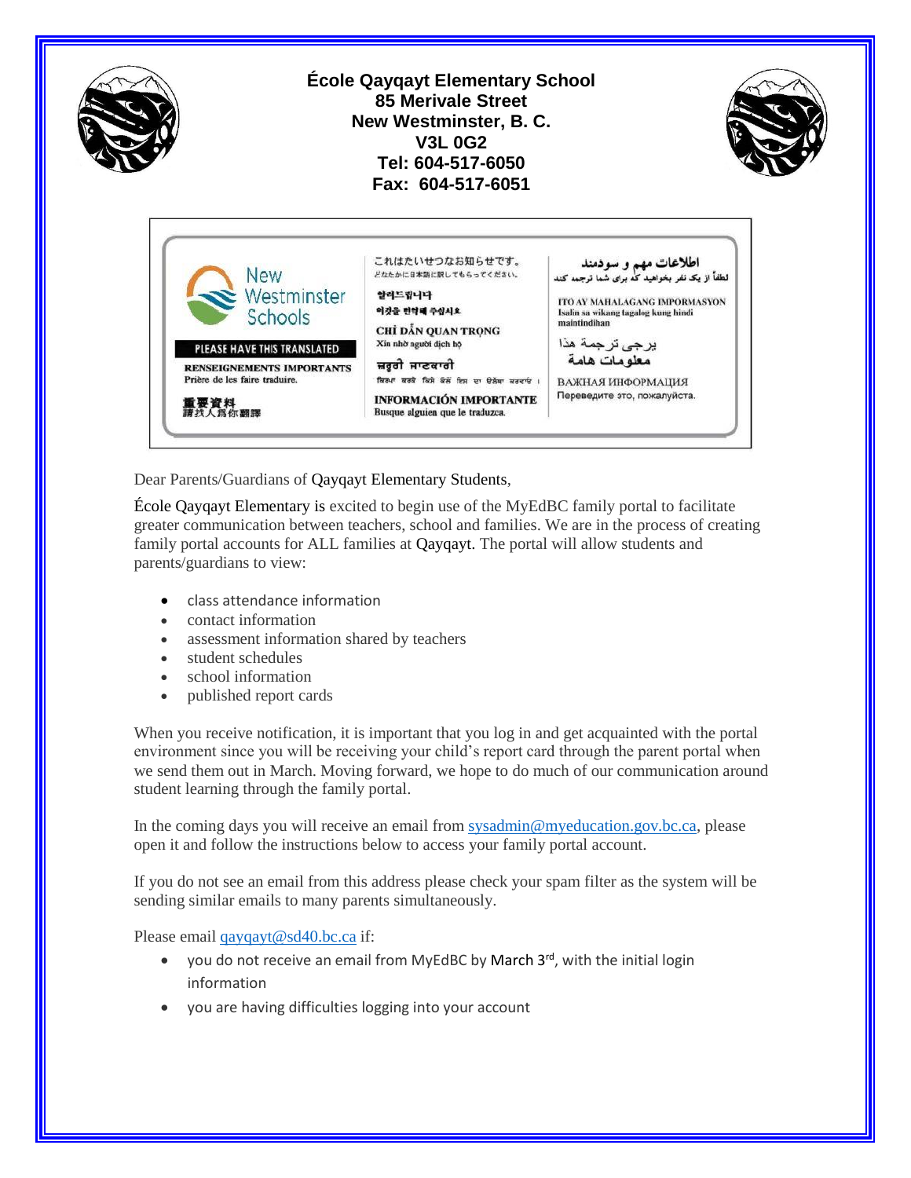**École Qayqayt Elementary School**
**85 Merivale Street**
**New Westminster, B. C.**
**V3L 0G2**
**Tel: 604-517-6050**
**Fax: 604-517-6051**

New Westminster Schools

PLEASE HAVE THIS TRANSLATED

**RENSEIGNEMENTS IMPORTANTS**
Prière de les faire traduire.

**重要資料**
**請找人爲你翻譯**

これはたいせつなお知らせです。
どなたかに日本語に訳してもらってください。

**알려드립니다**
**이것을 번역해 주십시오**

**CHỈ DẪN QUAN TRỌNG**
Xin nhờ người dịch hộ

**ਜ਼ਰੂਰੀ ਜਾਣਕਾਰੀ**
ਕਿਰਪਾ ਕਰਕੇ ਕਿਸੇ ਕੋਲੋਂ ਇਸ ਦਾ ਉਲੱਥਾ ਕਰਵਾਓ ।

**INFORMACIÓN IMPORTANTE**
Busque alguien que le traduzca.

**اطلاعات مهم و سودمند**
لطفاً از یک نفر بخواهید که برای شما ترجمه کند

**ITO AY MAHALAGANG IMPORMASYON**
Isalin sa wikang tagalog kung hindi maintindihan

يرجى ترجمة هذا
**معلومات هامة**

**ВАЖНАЯ ИНФОРМАЦИЯ**
Переведите это, пожалуйста.

Dear Parents/Guardians of Qayqayt Elementary Students,

École Qayqayt Elementary is excited to begin use of the MyEdBC family portal to facilitate greater communication between teachers, school and families. We are in the process of creating family portal accounts for ALL families at Qayqayt. The portal will allow students and parents/guardians to view:

- class attendance information
- contact information
- assessment information shared by teachers
- student schedules
- school information
- published report cards

When you receive notification, it is important that you log in and get acquainted with the portal environment since you will be receiving your child's report card through the parent portal when we send them out in March. Moving forward, we hope to do much of our communication around student learning through the family portal.

In the coming days you will receive an email from sysadmin@myeducation.gov.bc.ca, please open it and follow the instructions below to access your family portal account.

If you do not see an email from this address please check your spam filter as the system will be sending similar emails to many parents simultaneously.

Please email qayqayt@sd40.bc.ca if:

- you do not receive an email from MyEdBC by March 3rd, with the initial login information
- you are having difficulties logging into your account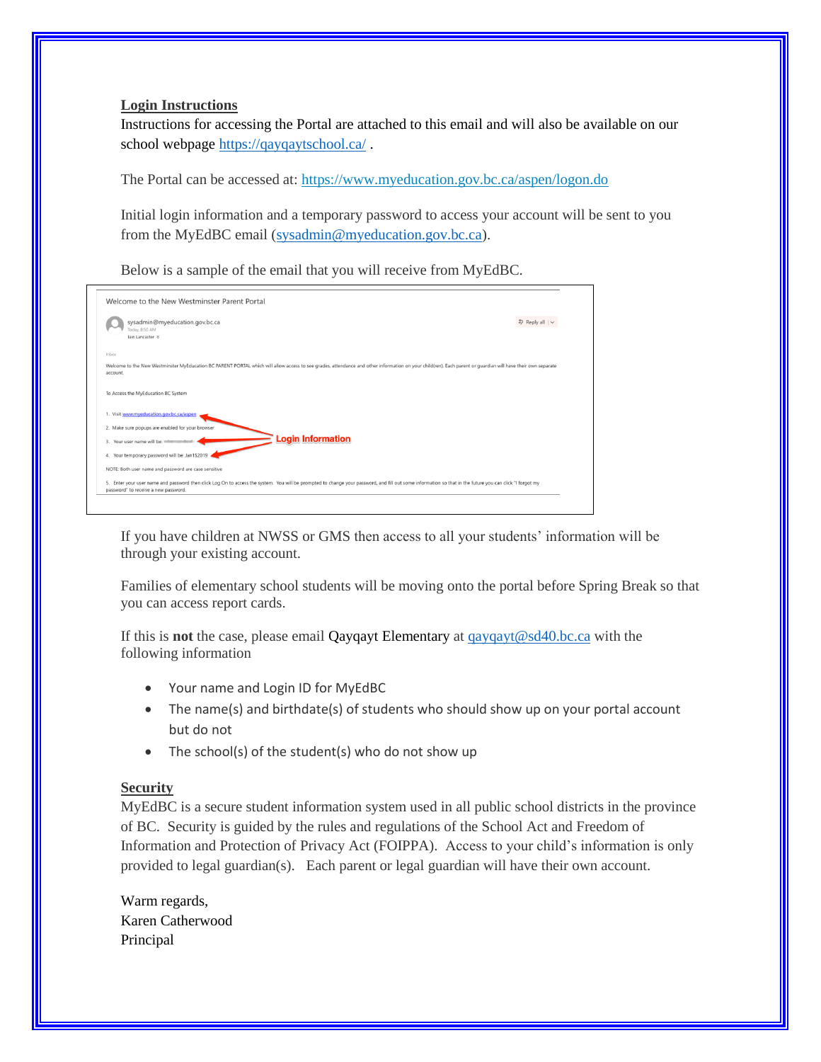**Login Instructions**

Instructions for accessing the Portal are attached to this email and will also be available on our school webpage https://qayqaytschool.ca/ .

The Portal can be accessed at: https://www.myeducation.gov.bc.ca/aspen/logon.do

Initial login information and a temporary password to access your account will be sent to you from the MyEdBC email (sysadmin@myeducation.gov.bc.ca).

Below is a sample of the email that you will receive from MyEdBC.

> Welcome to the New Westminster Parent Portal
>
> sysadmin@myeducation.gov.bc.ca
> Today, 8:50 AM
> Iain Lancaster
>
> Inbox
>
> Welcome to the New Westminster MyEducation BC PARENT PORTAL which will allow access to see grades, attendance and other information on your child(ren). Each parent or guardian will have their own separate account.
>
> To Access the MyEducation BC System
>
> 1. Visit www.myeducation.gov.bc.ca/aspen
> 2. Make sure popups are enabled for your browser
> 3. Your user name will be:
> 4. Your temporary password will be: Jan152019
>
> NOTE: Both user name and password are case sensitive
>
> 5. Enter your user name and password then click Log On to access the system. You will be prompted to change your password, and fill out some information so that in the future you can click "I forgot my password" to receive a new password.
>
> Login Information

If you have children at NWSS or GMS then access to all your students' information will be through your existing account.

Families of elementary school students will be moving onto the portal before Spring Break so that you can access report cards.

If this is **not** the case, please email Qayqayt Elementary at qayqayt@sd40.bc.ca with the following information

- Your name and Login ID for MyEdBC
- The name(s) and birthdate(s) of students who should show up on your portal account but do not
- The school(s) of the student(s) who do not show up

**Security**

MyEdBC is a secure student information system used in all public school districts in the province of BC. Security is guided by the rules and regulations of the School Act and Freedom of Information and Protection of Privacy Act (FOIPPA). Access to your child's information is only provided to legal guardian(s). Each parent or legal guardian will have their own account.

Warm regards,
Karen Catherwood
Principal